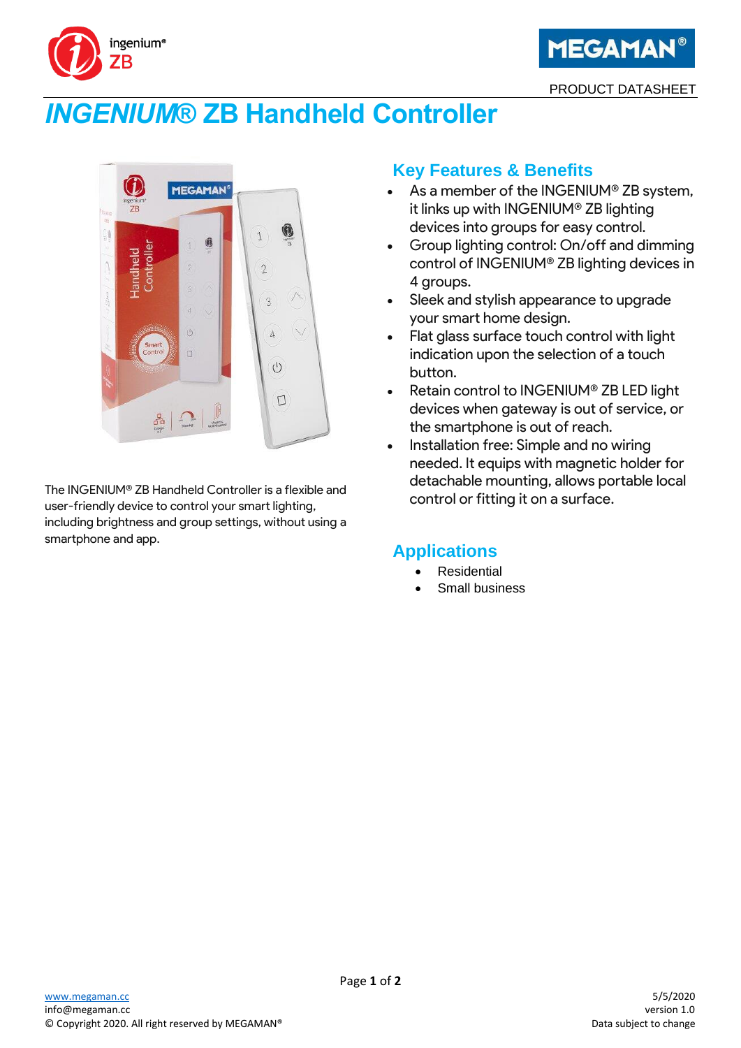# *INGENIUM®* ZB Handheld Controller

The INGENIUM® ZB Handheld Controller is a flexible and user-friendly device to control your smart lighting, including brightness and group settings, without using a smartphone and app.

## Key Features & Benefits

- As a member of the INGENIUM® ZB system, it links up with INGENIUM® ZB lighting devices into groups for easy control.
- Group lighting control: On/off and dimming control of INGENIUM® ZB lighting devices in 4 groups.
- Sleek and stylish appearance to upgrade your smart home design.
- Flat glass surface touch control with light indication upon the selection of a touch button.
- Retain control to INGENIUM® ZB LED light devices when gateway is out of service, or the smartphone is out of reach.
- Installation free: Simple and no wiring needed. It equips with magnetic holder for detachable mounting, allows portable local control or fitting it on a surface.

## Applications

- Residential
- Small business

www.megaman.cc
info@megaman.cc
© Copyright 2020. All right reserved by MEGAMAN®

5/5/2020
version 1.0
Data subject to change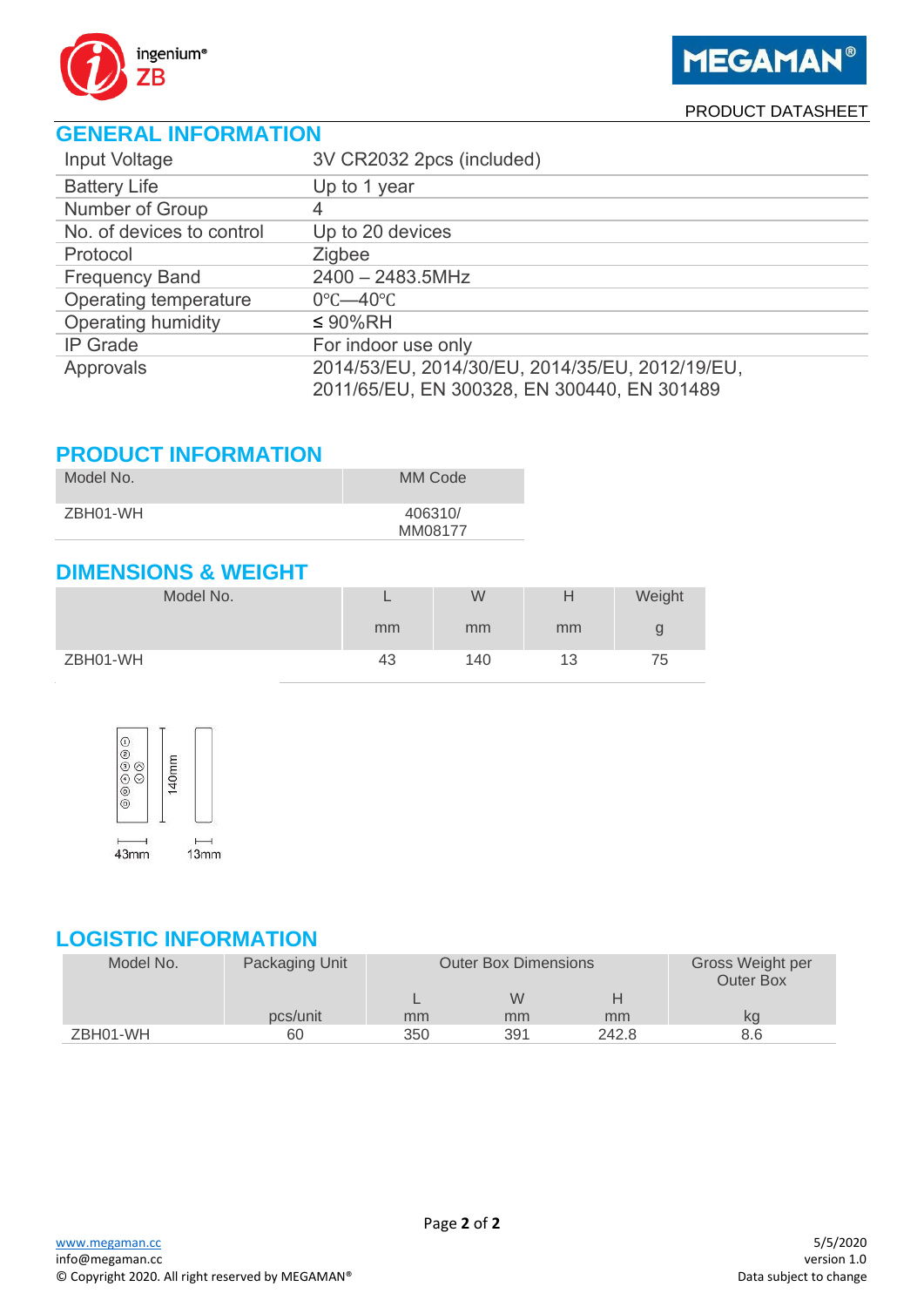PRODUCT DATASHEET

## GENERAL INFORMATION

| | |
|---|---|
| Input Voltage | 3V CR2032 2pcs (included) |
| Battery Life | Up to 1 year |
| Number of Group | 4 |
| No. of devices to control | Up to 20 devices |
| Protocol | Zigbee |
| Frequency Band | 2400 – 2483.5MHz |
| Operating temperature | 0℃—40℃ |
| Operating humidity | ≤ 90%RH |
| IP Grade | For indoor use only |
| Approvals | 2014/53/EU, 2014/30/EU, 2014/35/EU, 2012/19/EU, 2011/65/EU, EN 300328, EN 300440, EN 301489 |

## PRODUCT INFORMATION

| Model No. | MM Code |
|---|---|
| ZBH01-WH | 406310/ MM08177 |

## DIMENSIONS & WEIGHT

| Model No. | L | W | H | Weight |
|---|---|---|---|---|
| | mm | mm | mm | g |
| ZBH01-WH | 43 | 140 | 13 | 75 |

140mm

43mm

13mm

## LOGISTIC INFORMATION

| Model No. | Packaging Unit | Outer Box Dimensions | | | Gross Weight per Outer Box |
|---|---|---|---|---|---|
| | | L | W | H | |
| | pcs/unit | mm | mm | mm | kg |
| ZBH01-WH | 60 | 350 | 391 | 242.8 | 8.6 |

www.megaman.cc
info@megaman.cc
© Copyright 2020. All right reserved by MEGAMAN®

5/5/2020
version 1.0
Data subject to change